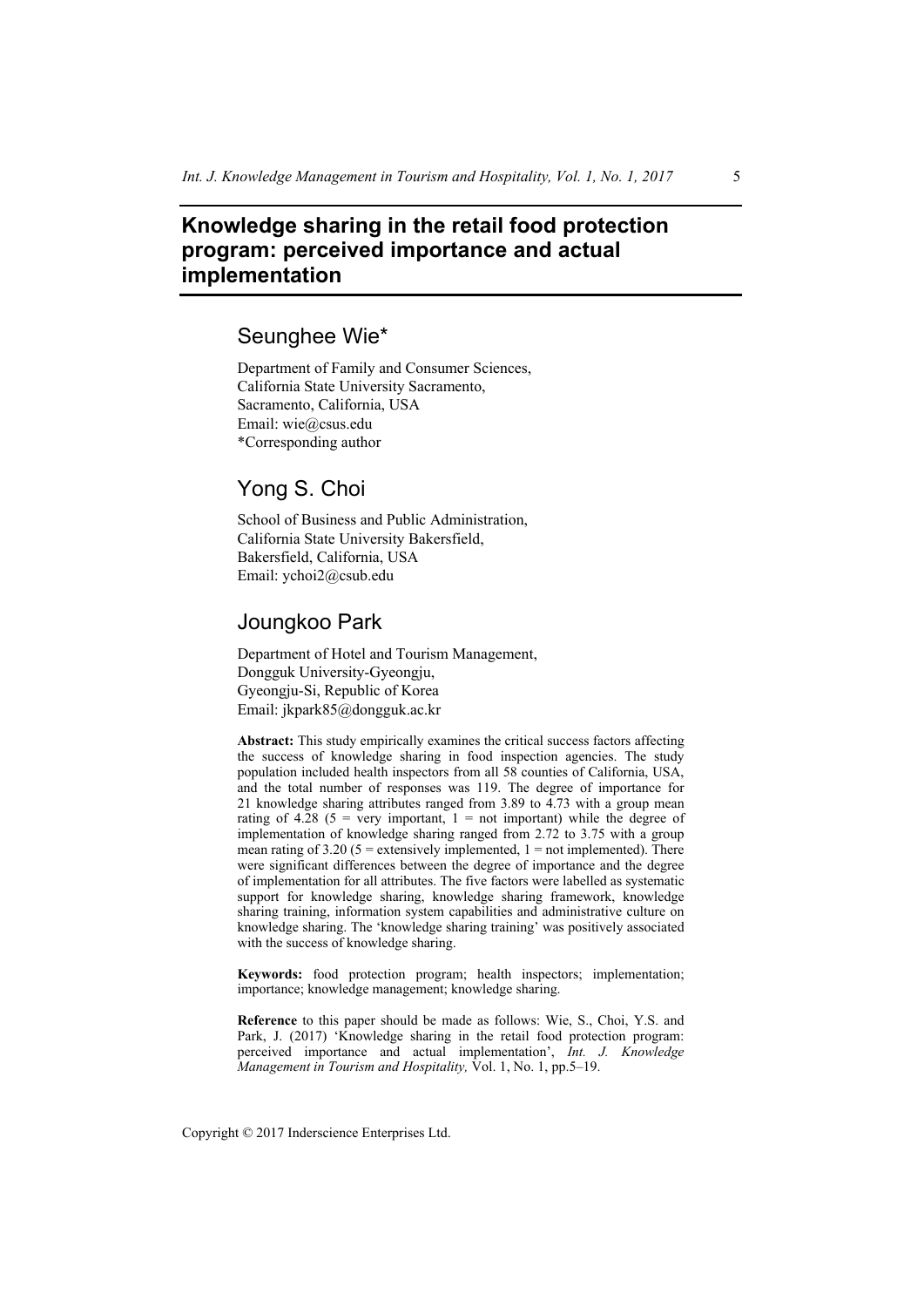# Knowledge sharing in the retail food protection program: perceived importance and actual implementation

## Seunghee Wie*

Department of Family and Consumer Sciences,
California State University Sacramento,
Sacramento, California, USA
Email: wie@csus.edu
*Corresponding author

## Yong S. Choi

School of Business and Public Administration,
California State University Bakersfield,
Bakersfield, California, USA
Email: ychoi2@csub.edu

## Joungkoo Park

Department of Hotel and Tourism Management,
Dongguk University-Gyeongju,
Gyeongju-Si, Republic of Korea
Email: jkpark85@dongguk.ac.kr

**Abstract:** This study empirically examines the critical success factors affecting the success of knowledge sharing in food inspection agencies. The study population included health inspectors from all 58 counties of California, USA, and the total number of responses was 119. The degree of importance for 21 knowledge sharing attributes ranged from 3.89 to 4.73 with a group mean rating of 4.28 (5 = very important, 1 = not important) while the degree of implementation of knowledge sharing ranged from 2.72 to 3.75 with a group mean rating of 3.20 (5 = extensively implemented, 1 = not implemented). There were significant differences between the degree of importance and the degree of implementation for all attributes. The five factors were labelled as systematic support for knowledge sharing, knowledge sharing framework, knowledge sharing training, information system capabilities and administrative culture on knowledge sharing. The 'knowledge sharing training' was positively associated with the success of knowledge sharing.

**Keywords:** food protection program; health inspectors; implementation; importance; knowledge management; knowledge sharing.

**Reference** to this paper should be made as follows: Wie, S., Choi, Y.S. and Park, J. (2017) 'Knowledge sharing in the retail food protection program: perceived importance and actual implementation', *Int. J. Knowledge Management in Tourism and Hospitality,* Vol. 1, No. 1, pp.5–19.

Copyright © 2017 Inderscience Enterprises Ltd.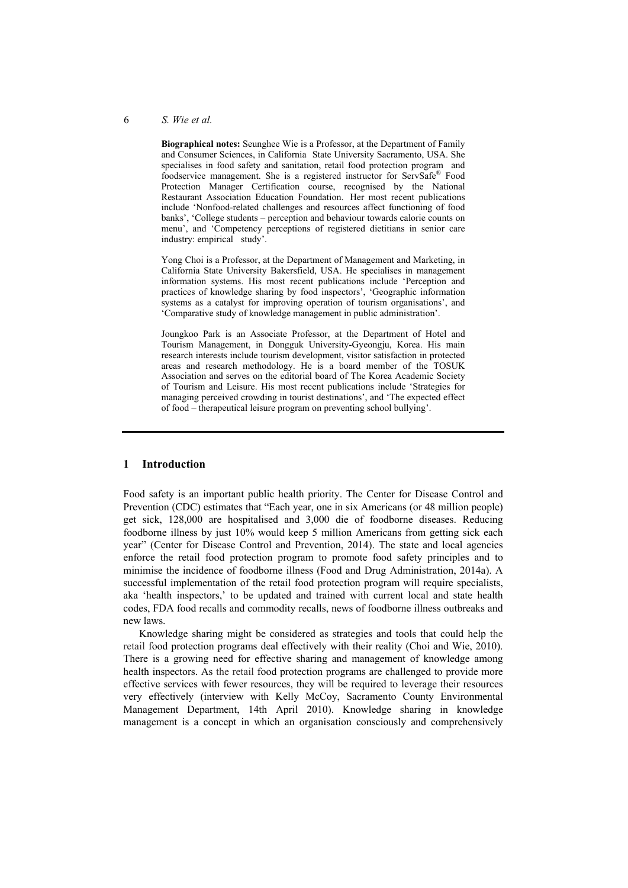**Biographical notes:** Seunghee Wie is a Professor, at the Department of Family and Consumer Sciences, in California State University Sacramento, USA. She specialises in food safety and sanitation, retail food protection program and foodservice management. She is a registered instructor for ServSafe® Food Protection Manager Certification course, recognised by the National Restaurant Association Education Foundation. Her most recent publications include 'Nonfood-related challenges and resources affect functioning of food banks', 'College students – perception and behaviour towards calorie counts on menu', and 'Competency perceptions of registered dietitians in senior care industry: empirical study'.

Yong Choi is a Professor, at the Department of Management and Marketing, in California State University Bakersfield, USA. He specialises in management information systems. His most recent publications include 'Perception and practices of knowledge sharing by food inspectors', 'Geographic information systems as a catalyst for improving operation of tourism organisations', and 'Comparative study of knowledge management in public administration'.

Joungkoo Park is an Associate Professor, at the Department of Hotel and Tourism Management, in Dongguk University-Gyeongju, Korea. His main research interests include tourism development, visitor satisfaction in protected areas and research methodology. He is a board member of the TOSUK Association and serves on the editorial board of The Korea Academic Society of Tourism and Leisure. His most recent publications include 'Strategies for managing perceived crowding in tourist destinations', and 'The expected effect of food – therapeutical leisure program on preventing school bullying'.

## 1 Introduction

Food safety is an important public health priority. The Center for Disease Control and Prevention (CDC) estimates that "Each year, one in six Americans (or 48 million people) get sick, 128,000 are hospitalised and 3,000 die of foodborne diseases. Reducing foodborne illness by just 10% would keep 5 million Americans from getting sick each year" (Center for Disease Control and Prevention, 2014). The state and local agencies enforce the retail food protection program to promote food safety principles and to minimise the incidence of foodborne illness (Food and Drug Administration, 2014a). A successful implementation of the retail food protection program will require specialists, aka 'health inspectors,' to be updated and trained with current local and state health codes, FDA food recalls and commodity recalls, news of foodborne illness outbreaks and new laws.

Knowledge sharing might be considered as strategies and tools that could help the retail food protection programs deal effectively with their reality (Choi and Wie, 2010). There is a growing need for effective sharing and management of knowledge among health inspectors. As the retail food protection programs are challenged to provide more effective services with fewer resources, they will be required to leverage their resources very effectively (interview with Kelly McCoy, Sacramento County Environmental Management Department, 14th April 2010). Knowledge sharing in knowledge management is a concept in which an organisation consciously and comprehensively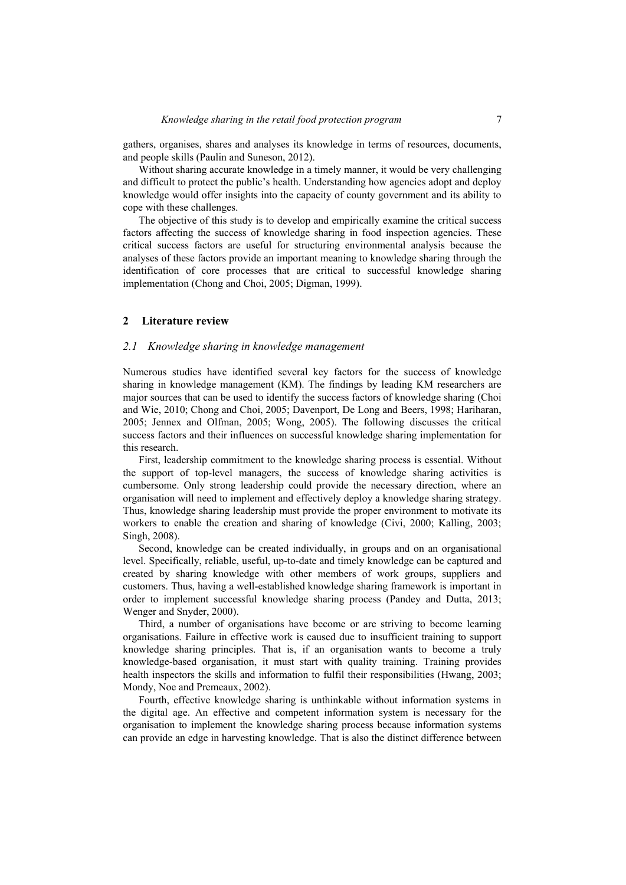gathers, organises, shares and analyses its knowledge in terms of resources, documents, and people skills (Paulin and Suneson, 2012).

Without sharing accurate knowledge in a timely manner, it would be very challenging and difficult to protect the public's health. Understanding how agencies adopt and deploy knowledge would offer insights into the capacity of county government and its ability to cope with these challenges.

The objective of this study is to develop and empirically examine the critical success factors affecting the success of knowledge sharing in food inspection agencies. These critical success factors are useful for structuring environmental analysis because the analyses of these factors provide an important meaning to knowledge sharing through the identification of core processes that are critical to successful knowledge sharing implementation (Chong and Choi, 2005; Digman, 1999).

## 2 Literature review

### *2.1 Knowledge sharing in knowledge management*

Numerous studies have identified several key factors for the success of knowledge sharing in knowledge management (KM). The findings by leading KM researchers are major sources that can be used to identify the success factors of knowledge sharing (Choi and Wie, 2010; Chong and Choi, 2005; Davenport, De Long and Beers, 1998; Hariharan, 2005; Jennex and Olfman, 2005; Wong, 2005). The following discusses the critical success factors and their influences on successful knowledge sharing implementation for this research.

First, leadership commitment to the knowledge sharing process is essential. Without the support of top-level managers, the success of knowledge sharing activities is cumbersome. Only strong leadership could provide the necessary direction, where an organisation will need to implement and effectively deploy a knowledge sharing strategy. Thus, knowledge sharing leadership must provide the proper environment to motivate its workers to enable the creation and sharing of knowledge (Civi, 2000; Kalling, 2003; Singh, 2008).

Second, knowledge can be created individually, in groups and on an organisational level. Specifically, reliable, useful, up-to-date and timely knowledge can be captured and created by sharing knowledge with other members of work groups, suppliers and customers. Thus, having a well-established knowledge sharing framework is important in order to implement successful knowledge sharing process (Pandey and Dutta, 2013; Wenger and Snyder, 2000).

Third, a number of organisations have become or are striving to become learning organisations. Failure in effective work is caused due to insufficient training to support knowledge sharing principles. That is, if an organisation wants to become a truly knowledge-based organisation, it must start with quality training. Training provides health inspectors the skills and information to fulfil their responsibilities (Hwang, 2003; Mondy, Noe and Premeaux, 2002).

Fourth, effective knowledge sharing is unthinkable without information systems in the digital age. An effective and competent information system is necessary for the organisation to implement the knowledge sharing process because information systems can provide an edge in harvesting knowledge. That is also the distinct difference between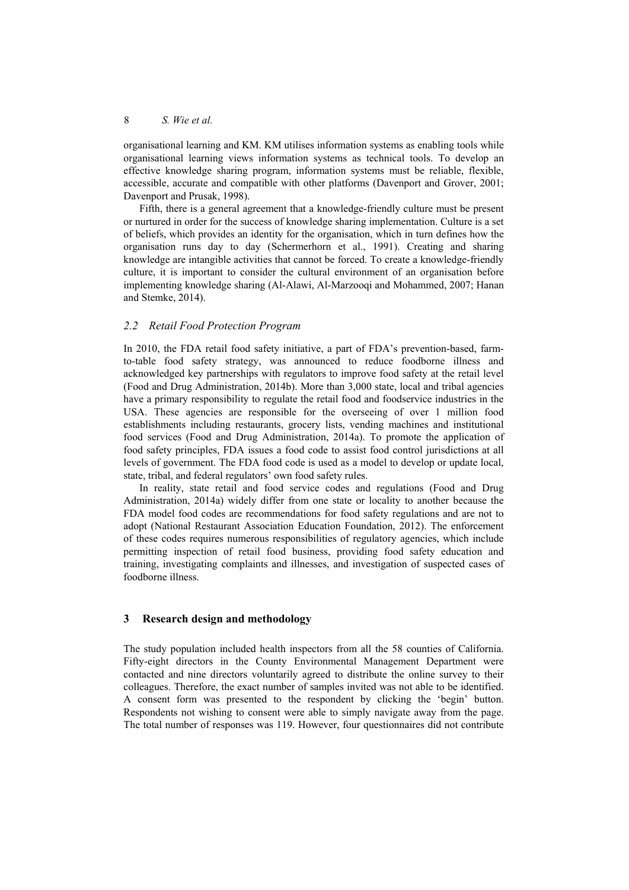organisational learning and KM. KM utilises information systems as enabling tools while organisational learning views information systems as technical tools. To develop an effective knowledge sharing program, information systems must be reliable, flexible, accessible, accurate and compatible with other platforms (Davenport and Grover, 2001; Davenport and Prusak, 1998).

Fifth, there is a general agreement that a knowledge-friendly culture must be present or nurtured in order for the success of knowledge sharing implementation. Culture is a set of beliefs, which provides an identity for the organisation, which in turn defines how the organisation runs day to day (Schermerhorn et al., 1991). Creating and sharing knowledge are intangible activities that cannot be forced. To create a knowledge-friendly culture, it is important to consider the cultural environment of an organisation before implementing knowledge sharing (Al-Alawi, Al-Marzooqi and Mohammed, 2007; Hanan and Stemke, 2014).

### *2.2 Retail Food Protection Program*

In 2010, the FDA retail food safety initiative, a part of FDA's prevention-based, farm-to-table food safety strategy, was announced to reduce foodborne illness and acknowledged key partnerships with regulators to improve food safety at the retail level (Food and Drug Administration, 2014b). More than 3,000 state, local and tribal agencies have a primary responsibility to regulate the retail food and foodservice industries in the USA. These agencies are responsible for the overseeing of over 1 million food establishments including restaurants, grocery lists, vending machines and institutional food services (Food and Drug Administration, 2014a). To promote the application of food safety principles, FDA issues a food code to assist food control jurisdictions at all levels of government. The FDA food code is used as a model to develop or update local, state, tribal, and federal regulators' own food safety rules.

In reality, state retail and food service codes and regulations (Food and Drug Administration, 2014a) widely differ from one state or locality to another because the FDA model food codes are recommendations for food safety regulations and are not to adopt (National Restaurant Association Education Foundation, 2012). The enforcement of these codes requires numerous responsibilities of regulatory agencies, which include permitting inspection of retail food business, providing food safety education and training, investigating complaints and illnesses, and investigation of suspected cases of foodborne illness.

## 3 Research design and methodology

The study population included health inspectors from all the 58 counties of California. Fifty-eight directors in the County Environmental Management Department were contacted and nine directors voluntarily agreed to distribute the online survey to their colleagues. Therefore, the exact number of samples invited was not able to be identified. A consent form was presented to the respondent by clicking the 'begin' button. Respondents not wishing to consent were able to simply navigate away from the page. The total number of responses was 119. However, four questionnaires did not contribute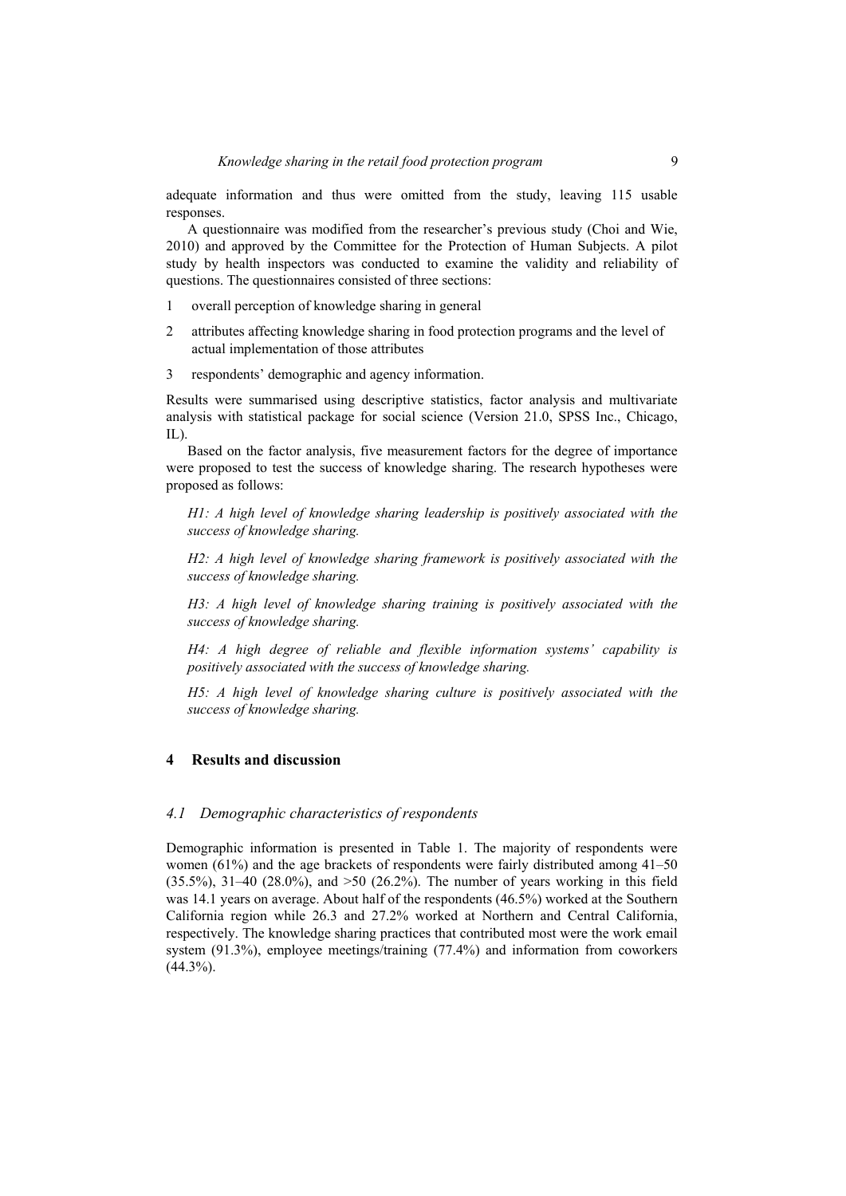adequate information and thus were omitted from the study, leaving 115 usable responses.

A questionnaire was modified from the researcher's previous study (Choi and Wie, 2010) and approved by the Committee for the Protection of Human Subjects. A pilot study by health inspectors was conducted to examine the validity and reliability of questions. The questionnaires consisted of three sections:

1. overall perception of knowledge sharing in general
2. attributes affecting knowledge sharing in food protection programs and the level of actual implementation of those attributes
3. respondents' demographic and agency information.

Results were summarised using descriptive statistics, factor analysis and multivariate analysis with statistical package for social science (Version 21.0, SPSS Inc., Chicago, IL).

Based on the factor analysis, five measurement factors for the degree of importance were proposed to test the success of knowledge sharing. The research hypotheses were proposed as follows:

> *H1: A high level of knowledge sharing leadership is positively associated with the success of knowledge sharing.*
>
> *H2: A high level of knowledge sharing framework is positively associated with the success of knowledge sharing.*
>
> *H3: A high level of knowledge sharing training is positively associated with the success of knowledge sharing.*
>
> *H4: A high degree of reliable and flexible information systems' capability is positively associated with the success of knowledge sharing.*
>
> *H5: A high level of knowledge sharing culture is positively associated with the success of knowledge sharing.*

## 4 Results and discussion

### *4.1 Demographic characteristics of respondents*

Demographic information is presented in Table 1. The majority of respondents were women (61%) and the age brackets of respondents were fairly distributed among 41–50 (35.5%), 31–40 (28.0%), and >50 (26.2%). The number of years working in this field was 14.1 years on average. About half of the respondents (46.5%) worked at the Southern California region while 26.3 and 27.2% worked at Northern and Central California, respectively. The knowledge sharing practices that contributed most were the work email system (91.3%), employee meetings/training (77.4%) and information from coworkers (44.3%).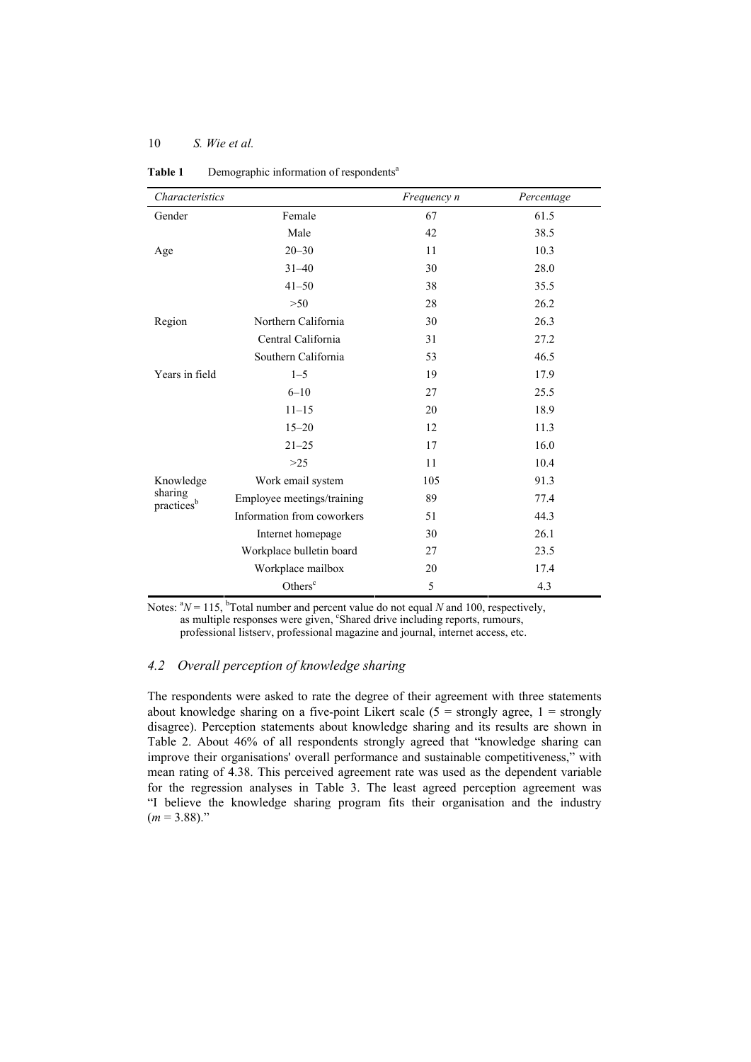**Table 1** Demographic information of respondents[a]

| *Characteristics* | | *Frequency n* | *Percentage* |
|---|---|---|---|
| Gender | Female | 67 | 61.5 |
| | Male | 42 | 38.5 |
| Age | 20–30 | 11 | 10.3 |
| | 31–40 | 30 | 28.0 |
| | 41–50 | 38 | 35.5 |
| | >50 | 28 | 26.2 |
| Region | Northern California | 30 | 26.3 |
| | Central California | 31 | 27.2 |
| | Southern California | 53 | 46.5 |
| Years in field | 1–5 | 19 | 17.9 |
| | 6–10 | 27 | 25.5 |
| | 11–15 | 20 | 18.9 |
| | 15–20 | 12 | 11.3 |
| | 21–25 | 17 | 16.0 |
| | >25 | 11 | 10.4 |
| Knowledge sharing practices[b] | Work email system | 105 | 91.3 |
| | Employee meetings/training | 89 | 77.4 |
| | Information from coworkers | 51 | 44.3 |
| | Internet homepage | 30 | 26.1 |
| | Workplace bulletin board | 27 | 23.5 |
| | Workplace mailbox | 20 | 17.4 |
| | Others[c] | 5 | 4.3 |

Notes: [a]*N* = 115, [b]Total number and percent value do not equal *N* and 100, respectively, as multiple responses were given, [c]Shared drive including reports, rumours, professional listserv, professional magazine and journal, internet access, etc.

### *4.2 Overall perception of knowledge sharing*

The respondents were asked to rate the degree of their agreement with three statements about knowledge sharing on a five-point Likert scale (5 = strongly agree, 1 = strongly disagree). Perception statements about knowledge sharing and its results are shown in Table 2. About 46% of all respondents strongly agreed that "knowledge sharing can improve their organisations' overall performance and sustainable competitiveness," with mean rating of 4.38. This perceived agreement rate was used as the dependent variable for the regression analyses in Table 3. The least agreed perception agreement was "I believe the knowledge sharing program fits their organisation and the industry (*m* = 3.88)."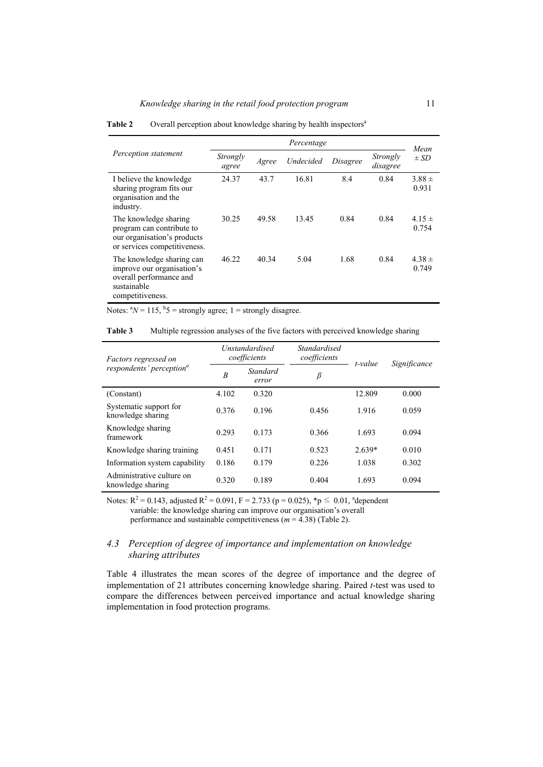**Table 2** Overall perception about knowledge sharing by health inspectors[a]

| Perception statement | Percentage | | | | | Mean ± SD |
|---|---|---|---|---|---|---|
| | Strongly agree | Agree | Undecided | Disagree | Strongly disagree | |
| I believe the knowledge sharing program fits our organisation and the industry. | 24.37 | 43.7 | 16.81 | 8.4 | 0.84 | 3.88 ± 0.931 |
| The knowledge sharing program can contribute to our organisation's products or services competitiveness. | 30.25 | 49.58 | 13.45 | 0.84 | 0.84 | 4.15 ± 0.754 |
| The knowledge sharing can improve our organisation's overall performance and sustainable competitiveness. | 46.22 | 40.34 | 5.04 | 1.68 | 0.84 | 4.38 ± 0.749 |

Notes: [a]$N = 115$, [b]5 = strongly agree; 1 = strongly disagree.

**Table 3** Multiple regression analyses of the five factors with perceived knowledge sharing

| Factors regressed on respondents' perception[a] | Unstandardised coefficients | | Standardised coefficients | t-value | Significance |
|---|---|---|---|---|---|
| | B | Standard error | β | | |
| (Constant) | 4.102 | 0.320 | | 12.809 | 0.000 |
| Systematic support for knowledge sharing | 0.376 | 0.196 | 0.456 | 1.916 | 0.059 |
| Knowledge sharing framework | 0.293 | 0.173 | 0.366 | 1.693 | 0.094 |
| Knowledge sharing training | 0.451 | 0.171 | 0.523 | 2.639* | 0.010 |
| Information system capability | 0.186 | 0.179 | 0.226 | 1.038 | 0.302 |
| Administrative culture on knowledge sharing | 0.320 | 0.189 | 0.404 | 1.693 | 0.094 |

Notes: $R^2 = 0.143$, adjusted $R^2 = 0.091$, $F = 2.733$ ($p = 0.025$), *$p \leq 0.01$, [a]dependent variable: the knowledge sharing can improve our organisation's overall performance and sustainable competitiveness ($m = 4.38$) (Table 2).

### 4.3 Perception of degree of importance and implementation on knowledge sharing attributes

Table 4 illustrates the mean scores of the degree of importance and the degree of implementation of 21 attributes concerning knowledge sharing. Paired *t*-test was used to compare the differences between perceived importance and actual knowledge sharing implementation in food protection programs.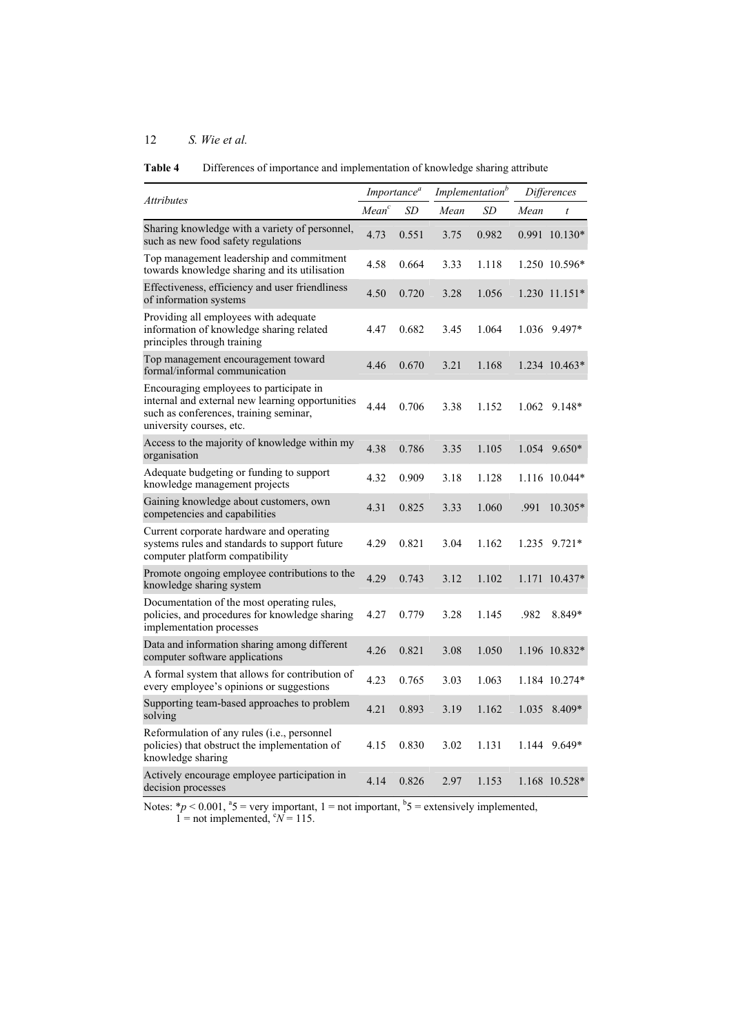**Table 4** Differences of importance and implementation of knowledge sharing attribute

| *Attributes* | *Importance*[a] | | *Implementation*[b] | | *Differences* | |
|---|---|---|---|---|---|---|
| | *Mean*[c] | *SD* | *Mean* | *SD* | *Mean* | *t* |
| Sharing knowledge with a variety of personnel, such as new food safety regulations | 4.73 | 0.551 | 3.75 | 0.982 | 0.991 | 10.130* |
| Top management leadership and commitment towards knowledge sharing and its utilisation | 4.58 | 0.664 | 3.33 | 1.118 | 1.250 | 10.596* |
| Effectiveness, efficiency and user friendliness of information systems | 4.50 | 0.720 | 3.28 | 1.056 | 1.230 | 11.151* |
| Providing all employees with adequate information of knowledge sharing related principles through training | 4.47 | 0.682 | 3.45 | 1.064 | 1.036 | 9.497* |
| Top management encouragement toward formal/informal communication | 4.46 | 0.670 | 3.21 | 1.168 | 1.234 | 10.463* |
| Encouraging employees to participate in internal and external new learning opportunities such as conferences, training seminar, university courses, etc. | 4.44 | 0.706 | 3.38 | 1.152 | 1.062 | 9.148* |
| Access to the majority of knowledge within my organisation | 4.38 | 0.786 | 3.35 | 1.105 | 1.054 | 9.650* |
| Adequate budgeting or funding to support knowledge management projects | 4.32 | 0.909 | 3.18 | 1.128 | 1.116 | 10.044* |
| Gaining knowledge about customers, own competencies and capabilities | 4.31 | 0.825 | 3.33 | 1.060 | .991 | 10.305* |
| Current corporate hardware and operating systems rules and standards to support future computer platform compatibility | 4.29 | 0.821 | 3.04 | 1.162 | 1.235 | 9.721* |
| Promote ongoing employee contributions to the knowledge sharing system | 4.29 | 0.743 | 3.12 | 1.102 | 1.171 | 10.437* |
| Documentation of the most operating rules, policies, and procedures for knowledge sharing implementation processes | 4.27 | 0.779 | 3.28 | 1.145 | .982 | 8.849* |
| Data and information sharing among different computer software applications | 4.26 | 0.821 | 3.08 | 1.050 | 1.196 | 10.832* |
| A formal system that allows for contribution of every employee's opinions or suggestions | 4.23 | 0.765 | 3.03 | 1.063 | 1.184 | 10.274* |
| Supporting team-based approaches to problem solving | 4.21 | 0.893 | 3.19 | 1.162 | 1.035 | 8.409* |
| Reformulation of any rules (i.e., personnel policies) that obstruct the implementation of knowledge sharing | 4.15 | 0.830 | 3.02 | 1.131 | 1.144 | 9.649* |
| Actively encourage employee participation in decision processes | 4.14 | 0.826 | 2.97 | 1.153 | 1.168 | 10.528* |

Notes: *$p < 0.001$, [a]5 = very important, 1 = not important, [b]5 = extensively implemented, 1 = not implemented, [c]$N = 115$.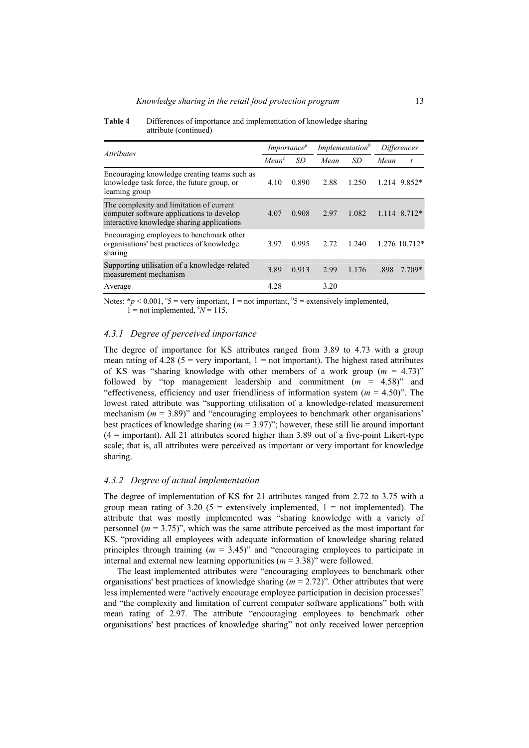**Table 4** Differences of importance and implementation of knowledge sharing attribute (continued)

| *Attributes* | *Importance*[a] | | *Implementation*[b] | | *Differences* | |
|---|---|---|---|---|---|---|
| | *Mean*[c] | *SD* | *Mean* | *SD* | *Mean* | *t* |
| Encouraging knowledge creating teams such as knowledge task force, the future group, or learning group | 4.10 | 0.890 | 2.88 | 1.250 | 1.214 | 9.852* |
| The complexity and limitation of current computer software applications to develop interactive knowledge sharing applications | 4.07 | 0.908 | 2.97 | 1.082 | 1.114 | 8.712* |
| Encouraging employees to benchmark other organisations' best practices of knowledge sharing | 3.97 | 0.995 | 2.72 | 1.240 | 1.276 | 10.712* |
| Supporting utilisation of a knowledge-related measurement mechanism | 3.89 | 0.913 | 2.99 | 1.176 | .898 | 7.709* |
| Average | 4.28 | | 3.20 | | | |

Notes: $*p < 0.001$, [a]5 = very important, 1 = not important, [b]5 = extensively implemented, 1 = not implemented, [c]$N = 115$.

### 4.3.1 Degree of perceived importance

The degree of importance for KS attributes ranged from 3.89 to 4.73 with a group mean rating of 4.28 (5 = very important, 1 = not important). The highest rated attributes of KS was "sharing knowledge with other members of a work group ($m$ = 4.73)" followed by "top management leadership and commitment ($m$ = 4.58)" and "effectiveness, efficiency and user friendliness of information system ($m$ = 4.50)". The lowest rated attribute was "supporting utilisation of a knowledge-related measurement mechanism ($m$ = 3.89)" and "encouraging employees to benchmark other organisations' best practices of knowledge sharing ($m$ = 3.97)"; however, these still lie around important (4 = important). All 21 attributes scored higher than 3.89 out of a five-point Likert-type scale; that is, all attributes were perceived as important or very important for knowledge sharing.

### 4.3.2 Degree of actual implementation

The degree of implementation of KS for 21 attributes ranged from 2.72 to 3.75 with a group mean rating of 3.20 (5 = extensively implemented, 1 = not implemented). The attribute that was mostly implemented was "sharing knowledge with a variety of personnel ($m$ = 3.75)", which was the same attribute perceived as the most important for KS. "providing all employees with adequate information of knowledge sharing related principles through training ($m$ = 3.45)" and "encouraging employees to participate in internal and external new learning opportunities ($m$ = 3.38)" were followed.

The least implemented attributes were "encouraging employees to benchmark other organisations' best practices of knowledge sharing ($m$ = 2.72)". Other attributes that were less implemented were "actively encourage employee participation in decision processes" and "the complexity and limitation of current computer software applications" both with mean rating of 2.97. The attribute "encouraging employees to benchmark other organisations' best practices of knowledge sharing" not only received lower perception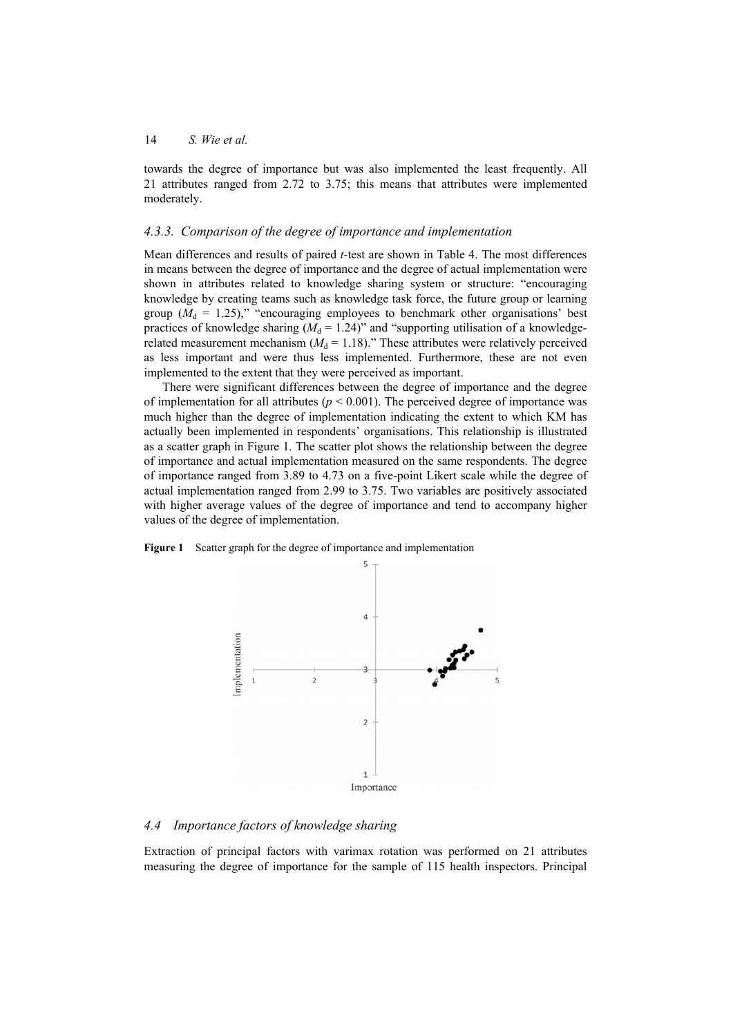towards the degree of importance but was also implemented the least frequently. All 21 attributes ranged from 2.72 to 3.75; this means that attributes were implemented moderately.

### 4.3.3. Comparison of the degree of importance and implementation

Mean differences and results of paired *t*-test are shown in Table 4. The most differences in means between the degree of importance and the degree of actual implementation were shown in attributes related to knowledge sharing system or structure: "encouraging knowledge by creating teams such as knowledge task force, the future group or learning group ($M_d$ = 1.25)," "encouraging employees to benchmark other organisations' best practices of knowledge sharing ($M_d$ = 1.24)" and "supporting utilisation of a knowledge-related measurement mechanism ($M_d$ = 1.18)." These attributes were relatively perceived as less important and were thus less implemented. Furthermore, these are not even implemented to the extent that they were perceived as important.

There were significant differences between the degree of importance and the degree of implementation for all attributes ($p < 0.001$). The perceived degree of importance was much higher than the degree of implementation indicating the extent to which KM has actually been implemented in respondents' organisations. This relationship is illustrated as a scatter graph in Figure 1. The scatter plot shows the relationship between the degree of importance and actual implementation measured on the same respondents. The degree of importance ranged from 3.89 to 4.73 on a five-point Likert scale while the degree of actual implementation ranged from 2.99 to 3.75. Two variables are positively associated with higher average values of the degree of importance and tend to accompany higher values of the degree of implementation.

**Figure 1** Scatter graph for the degree of importance and implementation

## 4.4 Importance factors of knowledge sharing

Extraction of principal factors with varimax rotation was performed on 21 attributes measuring the degree of importance for the sample of 115 health inspectors. Principal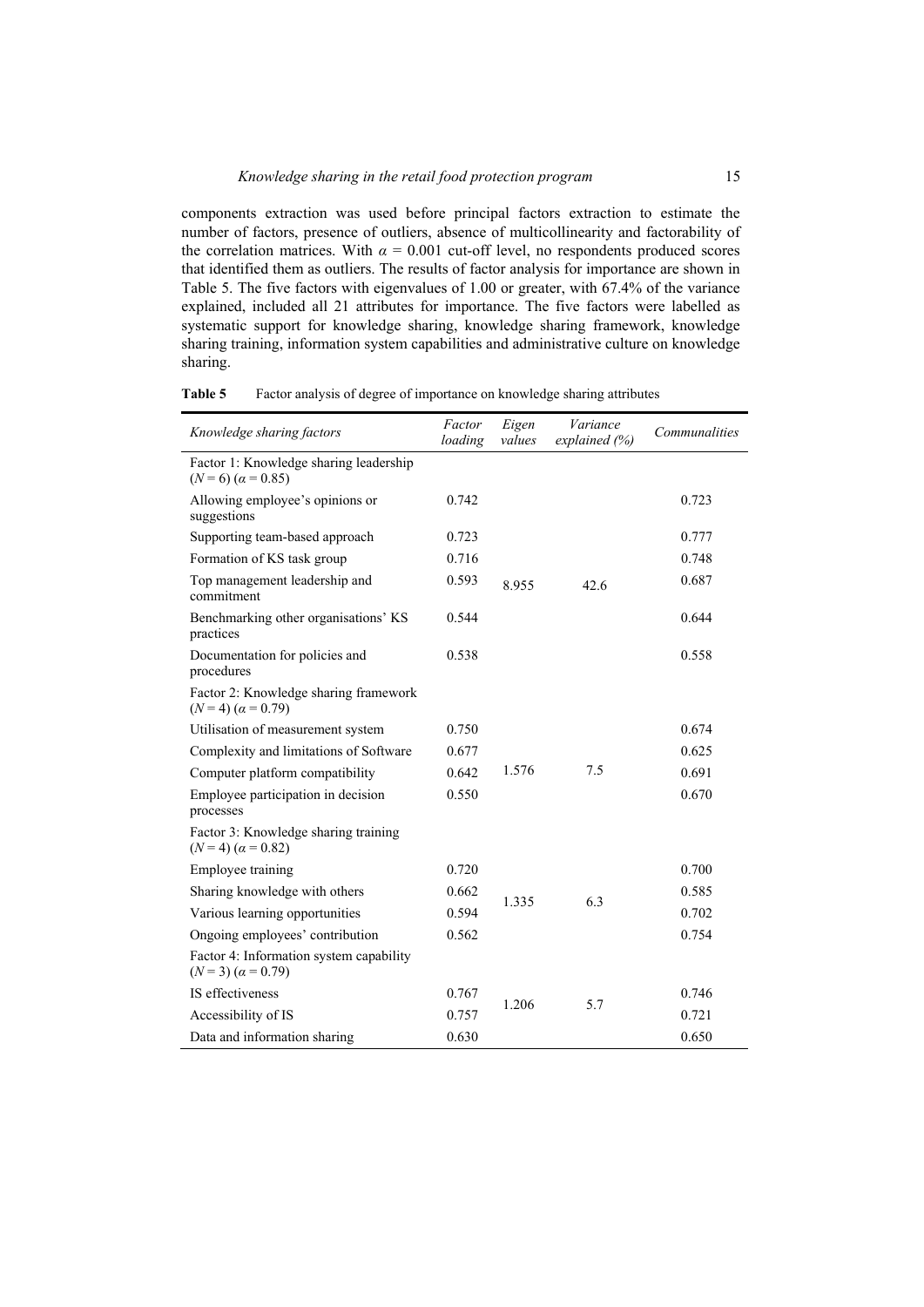components extraction was used before principal factors extraction to estimate the number of factors, presence of outliers, absence of multicollinearity and factorability of the correlation matrices. With $\alpha = 0.001$ cut-off level, no respondents produced scores that identified them as outliers. The results of factor analysis for importance are shown in Table 5. The five factors with eigenvalues of 1.00 or greater, with 67.4% of the variance explained, included all 21 attributes for importance. The five factors were labelled as systematic support for knowledge sharing, knowledge sharing framework, knowledge sharing training, information system capabilities and administrative culture on knowledge sharing.

**Table 5** Factor analysis of degree of importance on knowledge sharing attributes

| *Knowledge sharing factors* | *Factor loading* | *Eigen values* | *Variance explained (%)* | *Communalities* |
|---|---|---|---|---|
| Factor 1: Knowledge sharing leadership ($N = 6$) ($\alpha = 0.85$) | | | | |
| Allowing employee's opinions or suggestions | 0.742 | | | 0.723 |
| Supporting team-based approach | 0.723 | | | 0.777 |
| Formation of KS task group | 0.716 | | | 0.748 |
| Top management leadership and commitment | 0.593 | 8.955 | 42.6 | 0.687 |
| Benchmarking other organisations' KS practices | 0.544 | | | 0.644 |
| Documentation for policies and procedures | 0.538 | | | 0.558 |
| Factor 2: Knowledge sharing framework ($N = 4$) ($\alpha = 0.79$) | | | | |
| Utilisation of measurement system | 0.750 | | | 0.674 |
| Complexity and limitations of Software | 0.677 | | | 0.625 |
| Computer platform compatibility | 0.642 | 1.576 | 7.5 | 0.691 |
| Employee participation in decision processes | 0.550 | | | 0.670 |
| Factor 3: Knowledge sharing training ($N = 4$) ($\alpha = 0.82$) | | | | |
| Employee training | 0.720 | | | 0.700 |
| Sharing knowledge with others | 0.662 | 1.335 | 6.3 | 0.585 |
| Various learning opportunities | 0.594 | | | 0.702 |
| Ongoing employees' contribution | 0.562 | | | 0.754 |
| Factor 4: Information system capability ($N = 3$) ($\alpha = 0.79$) | | | | |
| IS effectiveness | 0.767 | 1.206 | 5.7 | 0.746 |
| Accessibility of IS | 0.757 | | | 0.721 |
| Data and information sharing | 0.630 | | | 0.650 |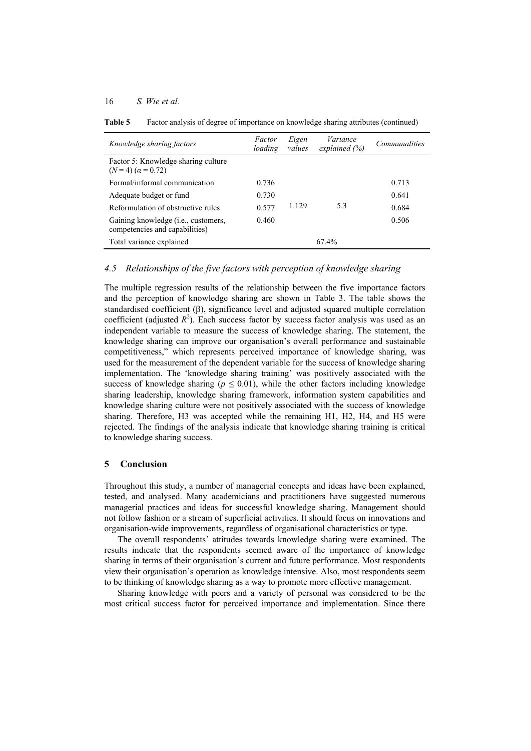**Table 5** Factor analysis of degree of importance on knowledge sharing attributes (continued)

| *Knowledge sharing factors* | *Factor loading* | *Eigen values* | *Variance explained (%)* | *Communalities* |
|---|---|---|---|---|
| Factor 5: Knowledge sharing culture ($N = 4$) ($\alpha = 0.72$) | | | | |
| Formal/informal communication | 0.736 | | | 0.713 |
| Adequate budget or fund | 0.730 | | | 0.641 |
| Reformulation of obstructive rules | 0.577 | 1.129 | 5.3 | 0.684 |
| Gaining knowledge (i.e., customers, competencies and capabilities) | 0.460 | | | 0.506 |
| Total variance explained | | | 67.4% | |

### *4.5 Relationships of the five factors with perception of knowledge sharing*

The multiple regression results of the relationship between the five importance factors and the perception of knowledge sharing are shown in Table 3. The table shows the standardised coefficient (β), significance level and adjusted squared multiple correlation coefficient (adjusted $R^2$). Each success factor by success factor analysis was used as an independent variable to measure the success of knowledge sharing. The statement, the knowledge sharing can improve our organisation's overall performance and sustainable competitiveness," which represents perceived importance of knowledge sharing, was used for the measurement of the dependent variable for the success of knowledge sharing implementation. The 'knowledge sharing training' was positively associated with the success of knowledge sharing ($p \leq 0.01$), while the other factors including knowledge sharing leadership, knowledge sharing framework, information system capabilities and knowledge sharing culture were not positively associated with the success of knowledge sharing. Therefore, H3 was accepted while the remaining H1, H2, H4, and H5 were rejected. The findings of the analysis indicate that knowledge sharing training is critical to knowledge sharing success.

## 5 Conclusion

Throughout this study, a number of managerial concepts and ideas have been explained, tested, and analysed. Many academicians and practitioners have suggested numerous managerial practices and ideas for successful knowledge sharing. Management should not follow fashion or a stream of superficial activities. It should focus on innovations and organisation-wide improvements, regardless of organisational characteristics or type.

The overall respondents' attitudes towards knowledge sharing were examined. The results indicate that the respondents seemed aware of the importance of knowledge sharing in terms of their organisation's current and future performance. Most respondents view their organisation's operation as knowledge intensive. Also, most respondents seem to be thinking of knowledge sharing as a way to promote more effective management.

Sharing knowledge with peers and a variety of personal was considered to be the most critical success factor for perceived importance and implementation. Since there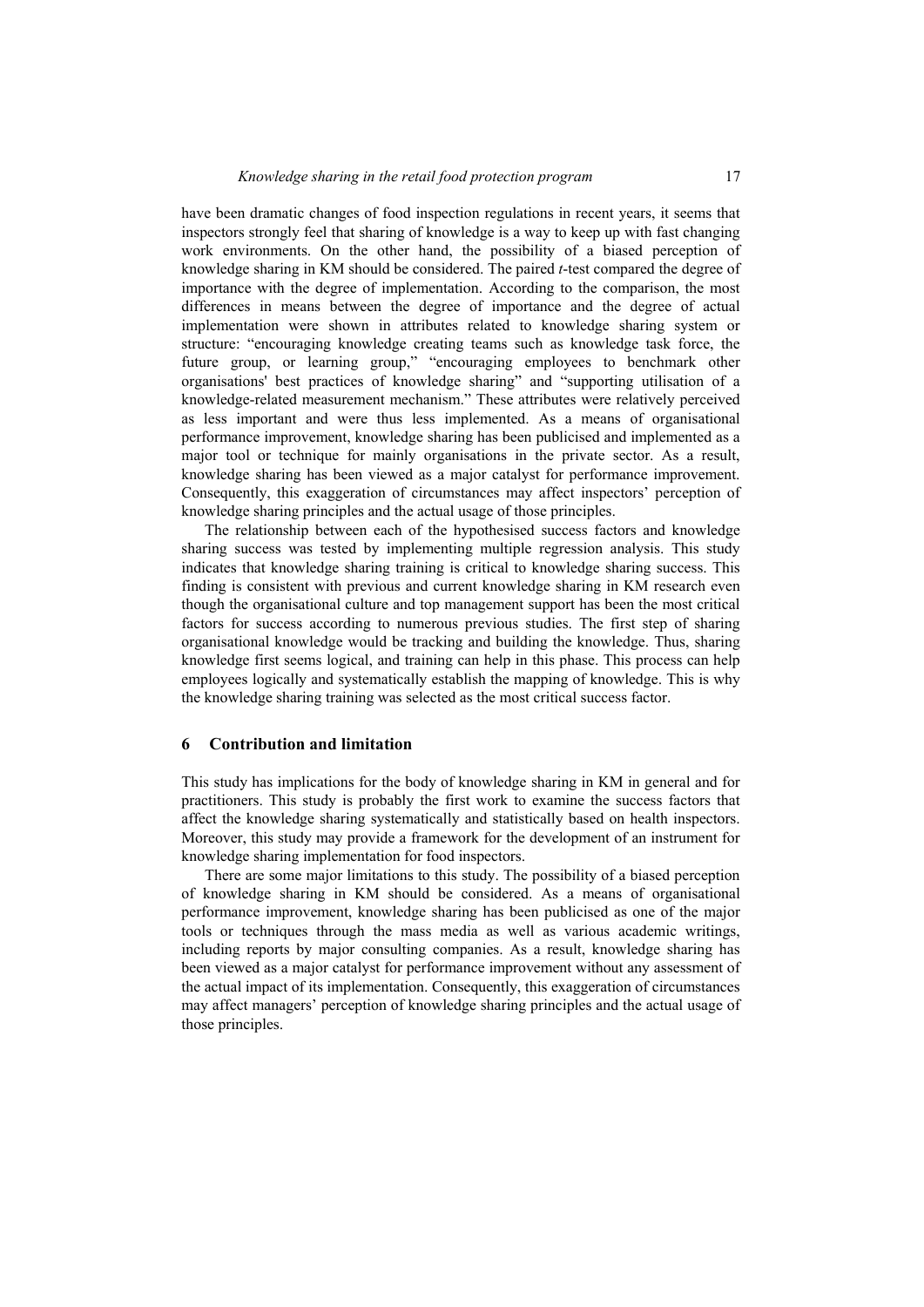have been dramatic changes of food inspection regulations in recent years, it seems that inspectors strongly feel that sharing of knowledge is a way to keep up with fast changing work environments. On the other hand, the possibility of a biased perception of knowledge sharing in KM should be considered. The paired *t*-test compared the degree of importance with the degree of implementation. According to the comparison, the most differences in means between the degree of importance and the degree of actual implementation were shown in attributes related to knowledge sharing system or structure: "encouraging knowledge creating teams such as knowledge task force, the future group, or learning group," "encouraging employees to benchmark other organisations' best practices of knowledge sharing" and "supporting utilisation of a knowledge-related measurement mechanism." These attributes were relatively perceived as less important and were thus less implemented. As a means of organisational performance improvement, knowledge sharing has been publicised and implemented as a major tool or technique for mainly organisations in the private sector. As a result, knowledge sharing has been viewed as a major catalyst for performance improvement. Consequently, this exaggeration of circumstances may affect inspectors' perception of knowledge sharing principles and the actual usage of those principles.

The relationship between each of the hypothesised success factors and knowledge sharing success was tested by implementing multiple regression analysis. This study indicates that knowledge sharing training is critical to knowledge sharing success. This finding is consistent with previous and current knowledge sharing in KM research even though the organisational culture and top management support has been the most critical factors for success according to numerous previous studies. The first step of sharing organisational knowledge would be tracking and building the knowledge. Thus, sharing knowledge first seems logical, and training can help in this phase. This process can help employees logically and systematically establish the mapping of knowledge. This is why the knowledge sharing training was selected as the most critical success factor.

## 6 Contribution and limitation

This study has implications for the body of knowledge sharing in KM in general and for practitioners. This study is probably the first work to examine the success factors that affect the knowledge sharing systematically and statistically based on health inspectors. Moreover, this study may provide a framework for the development of an instrument for knowledge sharing implementation for food inspectors.

There are some major limitations to this study. The possibility of a biased perception of knowledge sharing in KM should be considered. As a means of organisational performance improvement, knowledge sharing has been publicised as one of the major tools or techniques through the mass media as well as various academic writings, including reports by major consulting companies. As a result, knowledge sharing has been viewed as a major catalyst for performance improvement without any assessment of the actual impact of its implementation. Consequently, this exaggeration of circumstances may affect managers' perception of knowledge sharing principles and the actual usage of those principles.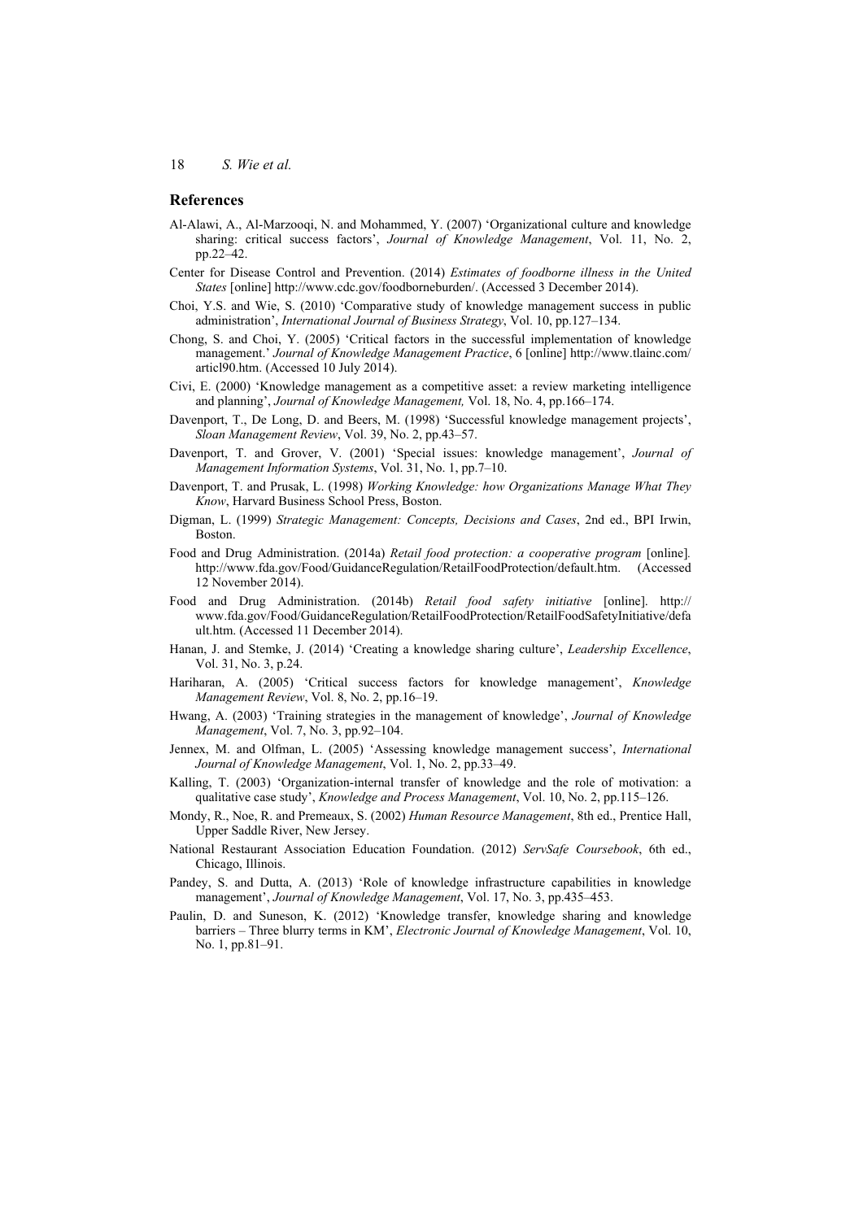## References

Al-Alawi, A., Al-Marzooqi, N. and Mohammed, Y. (2007) 'Organizational culture and knowledge sharing: critical success factors', *Journal of Knowledge Management*, Vol. 11, No. 2, pp.22–42.

Center for Disease Control and Prevention. (2014) *Estimates of foodborne illness in the United States* [online] http://www.cdc.gov/foodborneburden/. (Accessed 3 December 2014).

Choi, Y.S. and Wie, S. (2010) 'Comparative study of knowledge management success in public administration', *International Journal of Business Strategy*, Vol. 10, pp.127–134.

Chong, S. and Choi, Y. (2005) 'Critical factors in the successful implementation of knowledge management.' *Journal of Knowledge Management Practice*, 6 [online] http://www.tlainc.com/articl90.htm. (Accessed 10 July 2014).

Civi, E. (2000) 'Knowledge management as a competitive asset: a review marketing intelligence and planning', *Journal of Knowledge Management,* Vol. 18, No. 4, pp.166–174.

Davenport, T., De Long, D. and Beers, M. (1998) 'Successful knowledge management projects', *Sloan Management Review*, Vol. 39, No. 2, pp.43–57.

Davenport, T. and Grover, V. (2001) 'Special issues: knowledge management', *Journal of Management Information Systems*, Vol. 31, No. 1, pp.7–10.

Davenport, T. and Prusak, L. (1998) *Working Knowledge: how Organizations Manage What They Know*, Harvard Business School Press, Boston.

Digman, L. (1999) *Strategic Management: Concepts, Decisions and Cases*, 2nd ed., BPI Irwin, Boston.

Food and Drug Administration. (2014a) *Retail food protection: a cooperative program* [online]. http://www.fda.gov/Food/GuidanceRegulation/RetailFoodProtection/default.htm. (Accessed 12 November 2014).

Food and Drug Administration. (2014b) *Retail food safety initiative* [online]. http://www.fda.gov/Food/GuidanceRegulation/RetailFoodProtection/RetailFoodSafetyInitiative/default.htm. (Accessed 11 December 2014).

Hanan, J. and Stemke, J. (2014) 'Creating a knowledge sharing culture', *Leadership Excellence*, Vol. 31, No. 3, p.24.

Hariharan, A. (2005) 'Critical success factors for knowledge management', *Knowledge Management Review*, Vol. 8, No. 2, pp.16–19.

Hwang, A. (2003) 'Training strategies in the management of knowledge', *Journal of Knowledge Management*, Vol. 7, No. 3, pp.92–104.

Jennex, M. and Olfman, L. (2005) 'Assessing knowledge management success', *International Journal of Knowledge Management*, Vol. 1, No. 2, pp.33–49.

Kalling, T. (2003) 'Organization-internal transfer of knowledge and the role of motivation: a qualitative case study', *Knowledge and Process Management*, Vol. 10, No. 2, pp.115–126.

Mondy, R., Noe, R. and Premeaux, S. (2002) *Human Resource Management*, 8th ed., Prentice Hall, Upper Saddle River, New Jersey.

National Restaurant Association Education Foundation. (2012) *ServSafe Coursebook*, 6th ed., Chicago, Illinois.

Pandey, S. and Dutta, A. (2013) 'Role of knowledge infrastructure capabilities in knowledge management', *Journal of Knowledge Management*, Vol. 17, No. 3, pp.435–453.

Paulin, D. and Suneson, K. (2012) 'Knowledge transfer, knowledge sharing and knowledge barriers – Three blurry terms in KM', *Electronic Journal of Knowledge Management*, Vol. 10, No. 1, pp.81–91.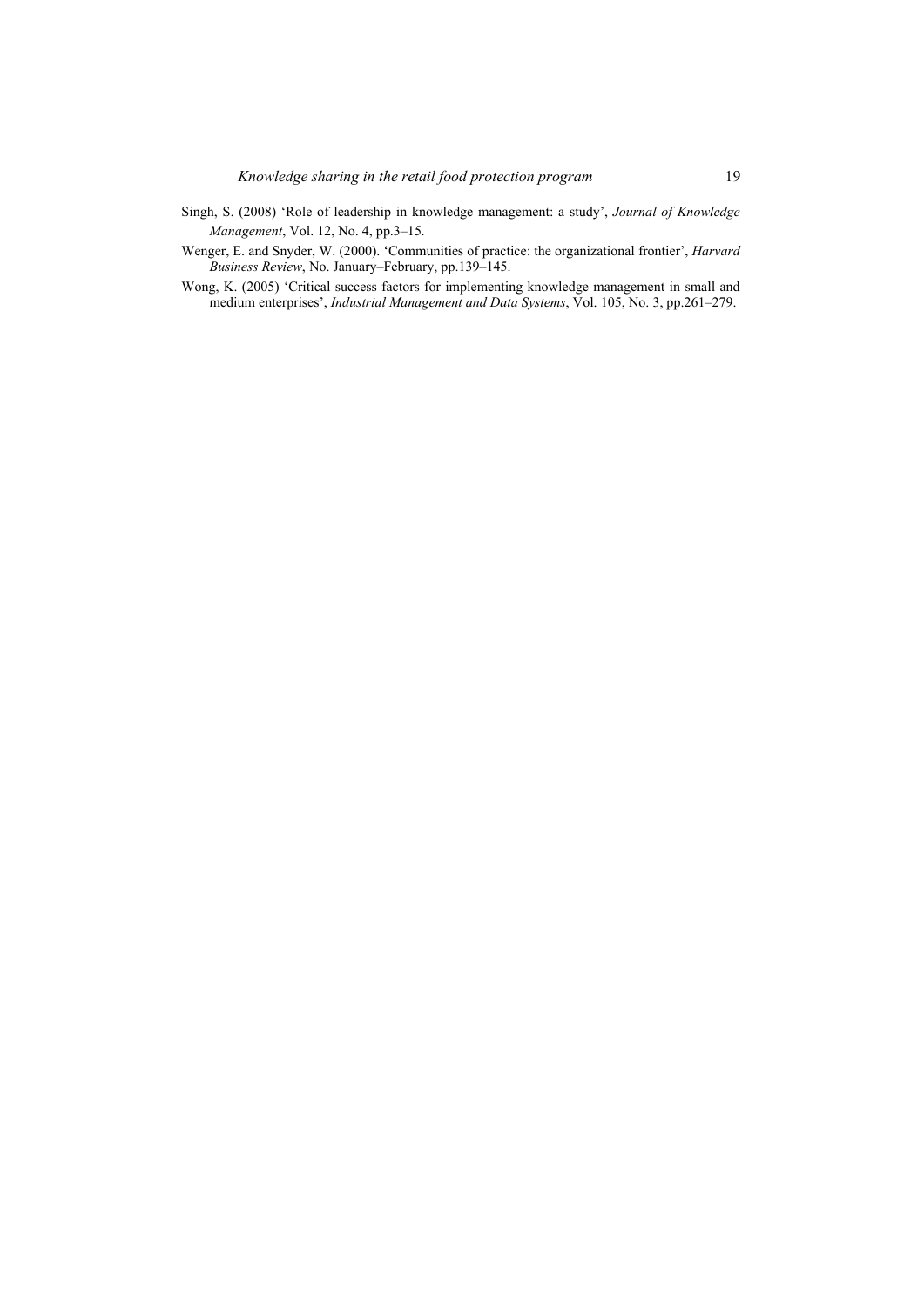Singh, S. (2008) 'Role of leadership in knowledge management: a study', *Journal of Knowledge Management*, Vol. 12, No. 4, pp.3–15.

Wenger, E. and Snyder, W. (2000). 'Communities of practice: the organizational frontier', *Harvard Business Review*, No. January–February, pp.139–145.

Wong, K. (2005) 'Critical success factors for implementing knowledge management in small and medium enterprises', *Industrial Management and Data Systems*, Vol. 105, No. 3, pp.261–279.